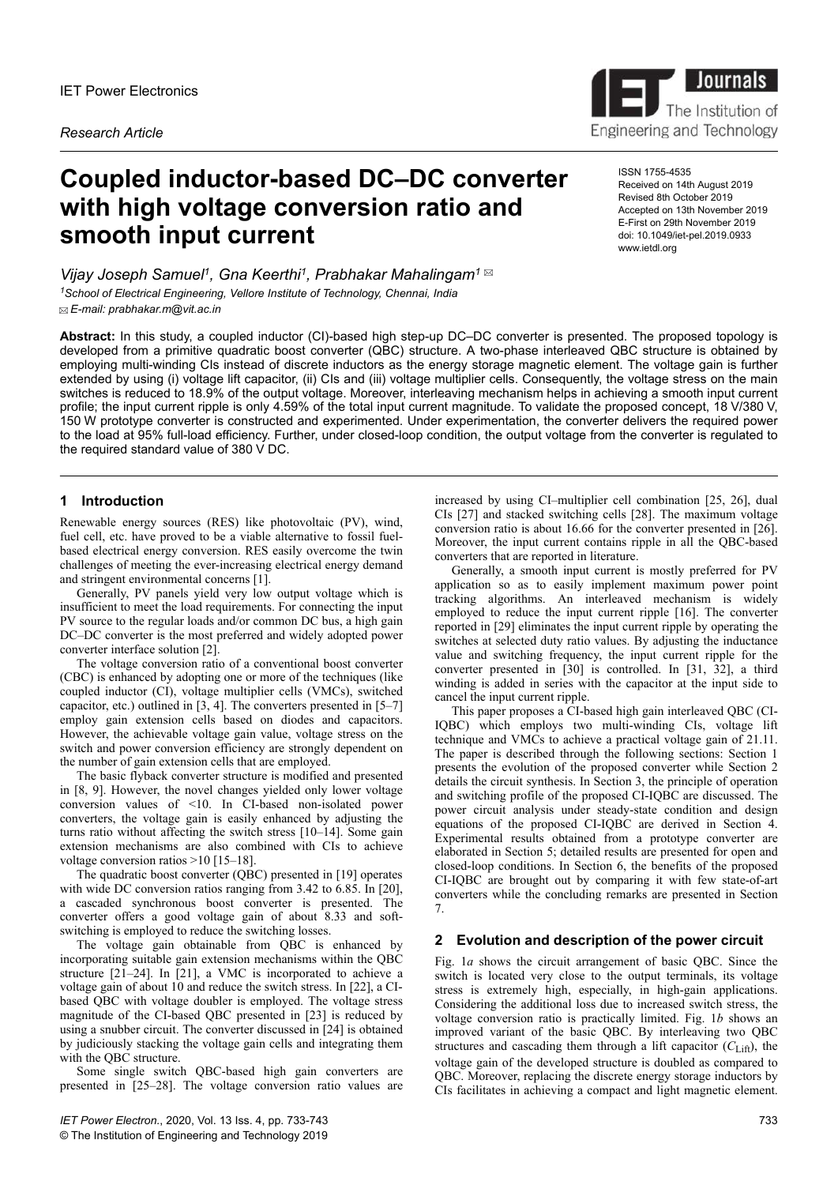IET Power Electronics

*Research Article*

# Coupled inductor-based DC–DC converter with high voltage conversion ratio and smooth input current

ISSN 1755-4535
Received on 14th August 2019
Revised 8th October 2019
Accepted on 13th November 2019
E-First on 29th November 2019
doi: 10.1049/iet-pel.2019.0933
www.ietdl.org

*Vijay Joseph Samuel*[1], *Gna Keerthi*[1], *Prabhakar Mahalingam*[1] ✉

[1]*School of Electrical Engineering, Vellore Institute of Technology, Chennai, India*
✉ *E-mail: prabhakar.m@vit.ac.in*

**Abstract:** In this study, a coupled inductor (CI)-based high step-up DC–DC converter is presented. The proposed topology is developed from a primitive quadratic boost converter (QBC) structure. A two-phase interleaved QBC structure is obtained by employing multi-winding CIs instead of discrete inductors as the energy storage magnetic element. The voltage gain is further extended by using (i) voltage lift capacitor, (ii) CIs and (iii) voltage multiplier cells. Consequently, the voltage stress on the main switches is reduced to 18.9% of the output voltage. Moreover, interleaving mechanism helps in achieving a smooth input current profile; the input current ripple is only 4.59% of the total input current magnitude. To validate the proposed concept, 18 V/380 V, 150 W prototype converter is constructed and experimented. Under experimentation, the converter delivers the required power to the load at 95% full-load efficiency. Further, under closed-loop condition, the output voltage from the converter is regulated to the required standard value of 380 V DC.

## 1 Introduction

Renewable energy sources (RES) like photovoltaic (PV), wind, fuel cell, etc. have proved to be a viable alternative to fossil fuel-based electrical energy conversion. RES easily overcome the twin challenges of meeting the ever-increasing electrical energy demand and stringent environmental concerns [1].

Generally, PV panels yield very low output voltage which is insufficient to meet the load requirements. For connecting the input PV source to the regular loads and/or common DC bus, a high gain DC–DC converter is the most preferred and widely adopted power converter interface solution [2].

The voltage conversion ratio of a conventional boost converter (CBC) is enhanced by adopting one or more of the techniques (like coupled inductor (CI), voltage multiplier cells (VMCs), switched capacitor, etc.) outlined in [3, 4]. The converters presented in [5–7] employ gain extension cells based on diodes and capacitors. However, the achievable voltage gain value, voltage stress on the switch and power conversion efficiency are strongly dependent on the number of gain extension cells that are employed.

The basic flyback converter structure is modified and presented in [8, 9]. However, the novel changes yielded only lower voltage conversion values of <10. In CI-based non-isolated power converters, the voltage gain is easily enhanced by adjusting the turns ratio without affecting the switch stress [10–14]. Some gain extension mechanisms are also combined with CIs to achieve voltage conversion ratios >10 [15–18].

The quadratic boost converter (QBC) presented in [19] operates with wide DC conversion ratios ranging from 3.42 to 6.85. In [20], a cascaded synchronous boost converter is presented. The converter offers a good voltage gain of about 8.33 and soft-switching is employed to reduce the switching losses.

The voltage gain obtainable from QBC is enhanced by incorporating suitable gain extension mechanisms within the QBC structure [21–24]. In [21], a VMC is incorporated to achieve a voltage gain of about 10 and reduce the switch stress. In [22], a CI-based QBC with voltage doubler is employed. The voltage stress magnitude of the CI-based QBC presented in [23] is reduced by using a snubber circuit. The converter discussed in [24] is obtained by judiciously stacking the voltage gain cells and integrating them with the QBC structure.

Some single switch QBC-based high gain converters are presented in [25–28]. The voltage conversion ratio values are increased by using CI–multiplier cell combination [25, 26], dual CIs [27] and stacked switching cells [28]. The maximum voltage conversion ratio is about 16.66 for the converter presented in [26]. Moreover, the input current contains ripple in all the QBC-based converters that are reported in literature.

Generally, a smooth input current is mostly preferred for PV application so as to easily implement maximum power point tracking algorithms. An interleaved mechanism is widely employed to reduce the input current ripple [16]. The converter reported in [29] eliminates the input current ripple by operating the switches at selected duty ratio values. By adjusting the inductance value and switching frequency, the input current ripple for the converter presented in [30] is controlled. In [31, 32], a third winding is added in series with the capacitor at the input side to cancel the input current ripple.

This paper proposes a CI-based high gain interleaved QBC (CI-IQBC) which employs two multi-winding CIs, voltage lift technique and VMCs to achieve a practical voltage gain of 21.11. The paper is described through the following sections: Section 1 presents the evolution of the proposed converter while Section 2 details the circuit synthesis. In Section 3, the principle of operation and switching profile of the proposed CI-IQBC are discussed. The power circuit analysis under steady-state condition and design equations of the proposed CI-IQBC are derived in Section 4. Experimental results obtained from a prototype converter are elaborated in Section 5; detailed results are presented for open and closed-loop conditions. In Section 6, the benefits of the proposed CI-IQBC are brought out by comparing it with few state-of-art converters while the concluding remarks are presented in Section 7.

## 2 Evolution and description of the power circuit

Fig. 1*a* shows the circuit arrangement of basic QBC. Since the switch is located very close to the output terminals, its voltage stress is extremely high, especially, in high-gain applications. Considering the additional loss due to increased switch stress, the voltage conversion ratio is practically limited. Fig. 1*b* shows an improved variant of the basic QBC. By interleaving two QBC structures and cascading them through a lift capacitor ($C_{\text{Lift}}$), the voltage gain of the developed structure is doubled as compared to QBC. Moreover, replacing the discrete energy storage inductors by CIs facilitates in achieving a compact and light magnetic element.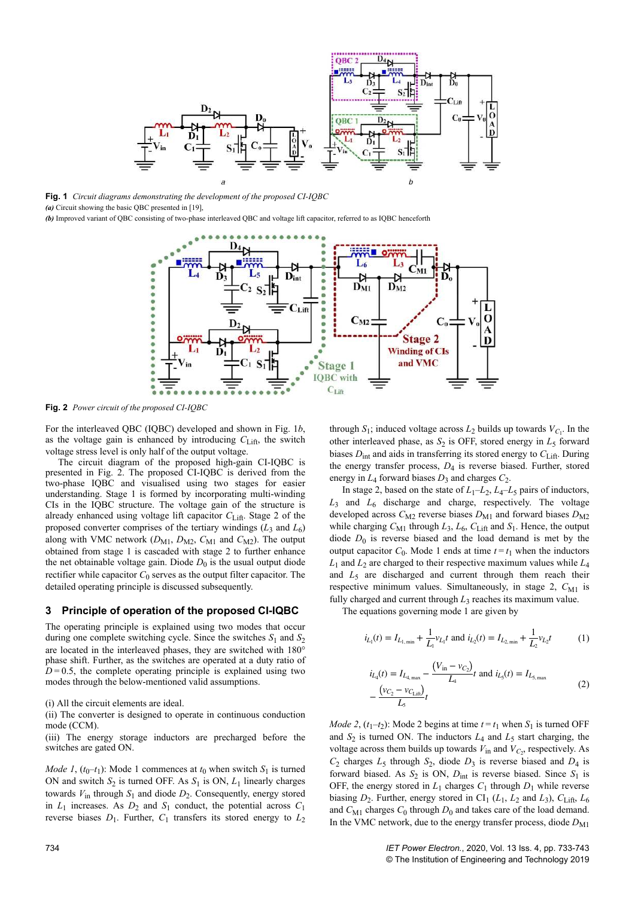**Fig. 1** *Circuit diagrams demonstrating the development of the proposed CI-IQBC*
***(a)*** Circuit showing the basic QBC presented in [19],
***(b)*** Improved variant of QBC consisting of two-phase interleaved QBC and voltage lift capacitor, referred to as IQBC henceforth

**Fig. 2** *Power circuit of the proposed CI-IQBC*

For the interleaved QBC (IQBC) developed and shown in Fig. 1*b*, as the voltage gain is enhanced by introducing $C_{\rm Lift}$, the switch voltage stress level is only half of the output voltage.

The circuit diagram of the proposed high-gain CI-IQBC is presented in Fig. 2. The proposed CI-IQBC is derived from the two-phase IQBC and visualised using two stages for easier understanding. Stage 1 is formed by incorporating multi-winding CIs in the IQBC structure. The voltage gain of the structure is already enhanced using voltage lift capacitor $C_{\rm Lift}$. Stage 2 of the proposed converter comprises of the tertiary windings ($L_3$ and $L_6$) along with VMC network ($D_{\rm M1}$, $D_{\rm M2}$, $C_{\rm M1}$ and $C_{\rm M2}$). The output obtained from stage 1 is cascaded with stage 2 to further enhance the net obtainable voltage gain. Diode $D_0$ is the usual output diode rectifier while capacitor $C_0$ serves as the output filter capacitor. The detailed operating principle is discussed subsequently.

## 3 Principle of operation of the proposed CI-IQBC

The operating principle is explained using two modes that occur during one complete switching cycle. Since the switches $S_1$ and $S_2$ are located in the interleaved phases, they are switched with 180° phase shift. Further, as the switches are operated at a duty ratio of $D = 0.5$, the complete operating principle is explained using two modes through the below-mentioned valid assumptions.

(i) All the circuit elements are ideal.
(ii) The converter is designed to operate in continuous conduction mode (CCM).
(iii) The energy storage inductors are precharged before the switches are gated ON.

*Mode 1*, ($t_0$–$t_1$): Mode 1 commences at $t_0$ when switch $S_1$ is turned ON and switch $S_2$ is turned OFF. As $S_1$ is ON, $L_1$ linearly charges towards $V_{\rm in}$ through $S_1$ and diode $D_2$. Consequently, energy stored in $L_1$ increases. As $D_2$ and $S_1$ conduct, the potential across $C_1$ reverse biases $D_1$. Further, $C_1$ transfers its stored energy to $L_2$ through $S_1$; induced voltage across $L_2$ builds up towards $V_{C_1}$. In the other interleaved phase, as $S_2$ is OFF, stored energy in $L_5$ forward biases $D_{\rm int}$ and aids in transferring its stored energy to $C_{\rm Lift}$. During the energy transfer process, $D_4$ is reverse biased. Further, stored energy in $L_4$ forward biases $D_3$ and charges $C_2$.

In stage 2, based on the state of $L_1$–$L_2$, $L_4$–$L_5$ pairs of inductors, $L_3$ and $L_6$ discharge and charge, respectively. The voltage developed across $C_{\rm M2}$ reverse biases $D_{\rm M1}$ and forward biases $D_{\rm M2}$ while charging $C_{\rm M1}$ through $L_3$, $L_6$, $C_{\rm Lift}$ and $S_1$. Hence, the output diode $D_0$ is reverse biased and the load demand is met by output capacitor $C_0$. Mode 1 ends at time $t = t_1$ when the inductors $L_1$ and $L_2$ are charged to their respective maximum values while $L_4$ and $L_5$ are discharged and current through them reach their respective minimum values. Simultaneously, in stage 2, $C_{\rm M1}$ is fully charged and current through $L_3$ reaches its maximum value.

The equations governing mode 1 are given by

$$i_{L_1}(t) = I_{L_{1,\min}} + \frac{1}{L_1}v_{L_1}t \text{ and } i_{L_2}(t) = I_{L_{2,\min}} + \frac{1}{L_2}v_{L_2}t \tag{1}$$

$$i_{L_4}(t) = I_{L_{4,\max}} - \frac{\left(V_{\rm in} - v_{C_2}\right)}{L_4}t \text{ and } i_{L_5}(t) = I_{L_{5,\max}} - \frac{\left(v_{C_2} - v_{C_{\rm Lift}}\right)}{L_5}t \tag{2}$$

*Mode 2*, ($t_1$–$t_2$): Mode 2 begins at time $t = t_1$ when $S_1$ is turned OFF and $S_2$ is turned ON. The inductors $L_4$ and $L_5$ start charging, the voltage across them builds up towards $V_{\rm in}$ and $V_{C_2}$, respectively. As $C_2$ charges $L_5$ through $S_2$, diode $D_3$ is reverse biased and $D_4$ is forward biased. As $S_2$ is ON, $D_{\rm int}$ is reverse biased. Since $S_1$ is OFF, the energy stored in $L_1$ charges $C_1$ through $D_1$ while reverse biasing $D_2$. Further, energy stored in CI$_1$ ($L_1$, $L_2$ and $L_3$), $C_{\rm Lift}$, $L_6$ and $C_{\rm M1}$ charges $C_0$ through $D_0$ and takes care of the load demand. In the VMC network, due to the energy transfer process, diode $D_{\rm M1}$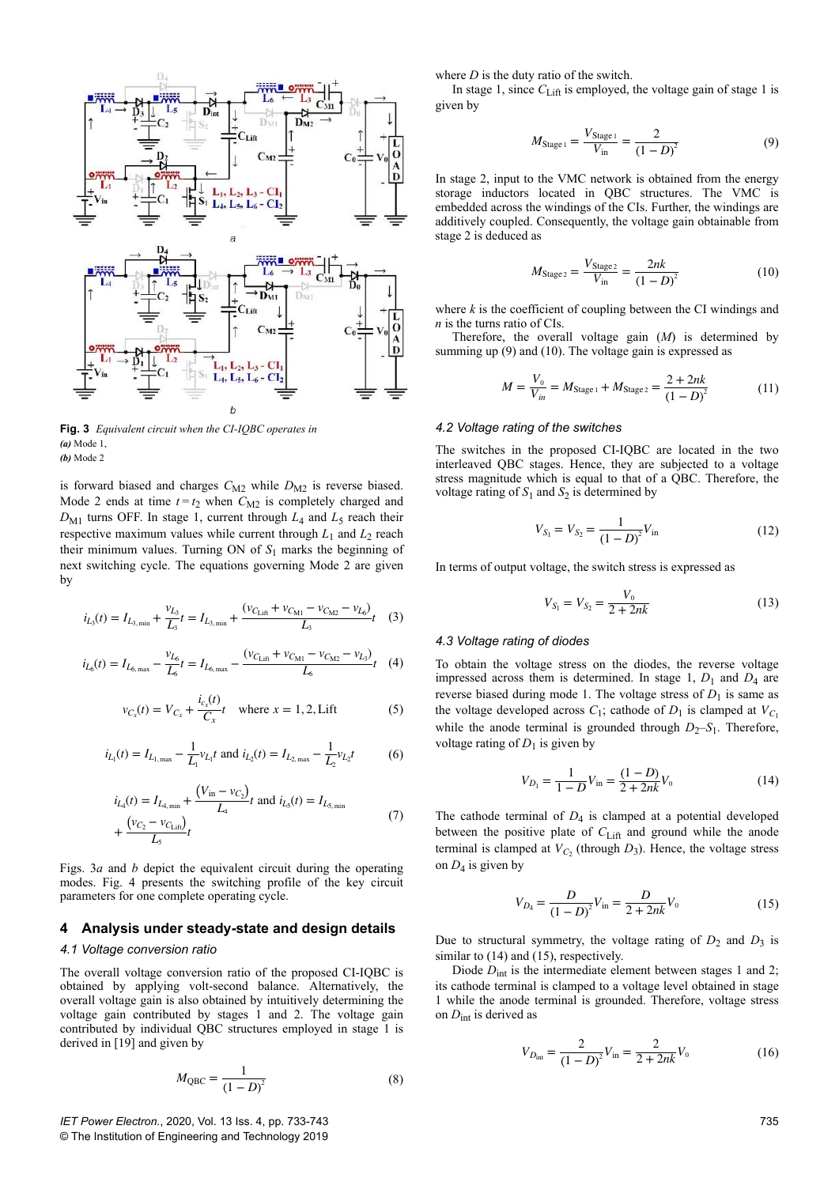**Fig. 3** *Equivalent circuit when the CI-IQBC operates in*
***(a)*** Mode 1,
***(b)*** Mode 2

is forward biased and charges $C_{M2}$ while $D_{M2}$ is reverse biased. Mode 2 ends at time $t = t_2$ when $C_{M2}$ is completely charged and $D_{M1}$ turns OFF. In stage 1, current through $L_4$ and $L_5$ reach their respective maximum values while current through $L_1$ and $L_2$ reach their minimum values. Turning ON of $S_1$ marks the beginning of next switching cycle. The equations governing Mode 2 are given by

$$i_{L_3}(t) = I_{L_3,\min} + \frac{v_{L_3}}{L_3}t = I_{L_3,\min} + \frac{(v_{C_{\rm Lift}} + v_{C_{\rm M1}} - v_{C_{\rm M2}} - v_{L_6})}{L_3}t \quad (3)$$

$$i_{L_6}(t) = I_{L_6,\max} - \frac{v_{L_6}}{L_6}t = I_{L_6,\max} - \frac{(v_{C_{\rm Lift}} + v_{C_{\rm M1}} - v_{C_{\rm M2}} - v_{L_3})}{L_6}t \quad (4)$$

$$v_{C_x}(t) = V_{C_x} + \frac{i_{c_x}(t)}{C_x}t \quad \text{where } x = 1, 2, \text{Lift} \quad (5)$$

$$i_{L_1}(t) = I_{L_1,\max} - \frac{1}{L_1}v_{L_1}t \text{ and } i_{L_2}(t) = I_{L_2,\max} - \frac{1}{L_2}v_{L_2}t \quad (6)$$

$$i_{L_4}(t) = I_{L_4,\min} + \frac{\left(V_{\rm in} - v_{C_2}\right)}{L_4}t \text{ and } i_{L_5}(t) = I_{L_5,\min} + \frac{\left(v_{C_2} - v_{C_{\rm Lift}}\right)}{L_5}t \quad (7)$$

Figs. 3*a* and *b* depict the equivalent circuit during the operating modes. Fig. 4 presents the switching profile of the key circuit parameters for one complete operating cycle.

## 4 Analysis under steady-state and design details

### 4.1 Voltage conversion ratio

The overall voltage conversion ratio of the proposed CI-IQBC is obtained by applying volt-second balance. Alternatively, the overall voltage gain is also obtained by intuitively determining the voltage gain contributed by stages 1 and 2. The voltage gain contributed by individual QBC structures employed in stage 1 is derived in [19] and given by

$$M_{\rm QBC} = \frac{1}{(1 - D)^2} \quad (8)$$

where $D$ is the duty ratio of the switch.

In stage 1, since $C_{\rm Lift}$ is employed, the voltage gain of stage 1 is given by

$$M_{\rm Stage\,1} = \frac{V_{\rm Stage\,1}}{V_{\rm in}} = \frac{2}{(1 - D)^2} \quad (9)$$

In stage 2, input to the VMC network is obtained from the energy storage inductors located in QBC structures. The VMC is embedded across the windings of the CIs. Further, the windings are additively coupled. Consequently, the voltage gain obtainable from stage 2 is deduced as

$$M_{\rm Stage\,2} = \frac{V_{\rm Stage\,2}}{V_{\rm in}} = \frac{2nk}{(1 - D)^2} \quad (10)$$

where $k$ is the coefficient of coupling between the CI windings and $n$ is the turns ratio of CIs.

Therefore, the overall voltage gain ($M$) is determined by summing up (9) and (10). The voltage gain is expressed as

$$M = \frac{V_0}{V_{in}} = M_{\rm Stage\,1} + M_{\rm Stage\,2} = \frac{2 + 2nk}{(1 - D)^2} \quad (11)$$

### 4.2 Voltage rating of the switches

The switches in the proposed CI-IQBC are located in the two interleaved QBC stages. Hence, they are subjected to a voltage stress magnitude which is equal to that of a QBC. Therefore, the voltage rating of $S_1$ and $S_2$ is determined by

$$V_{S_1} = V_{S_2} = \frac{1}{(1 - D)^2}V_{\rm in} \quad (12)$$

In terms of output voltage, the switch stress is expressed as

$$V_{S_1} = V_{S_2} = \frac{V_0}{2 + 2nk} \quad (13)$$

### 4.3 Voltage rating of diodes

To obtain the voltage stress on the diodes, the reverse voltage impressed across them is determined. In stage 1, $D_1$ and $D_4$ are reverse biased during mode 1. The voltage stress of $D_1$ is same as the voltage developed across $C_1$; cathode of $D_1$ is clamped at $V_{C_1}$ while the anode terminal is grounded through $D_2$–$S_1$. Therefore, voltage rating of $D_1$ is given by

$$V_{D_1} = \frac{1}{1 - D}V_{\rm in} = \frac{(1 - D)}{2 + 2nk}V_0 \quad (14)$$

The cathode terminal of $D_4$ is clamped at a potential developed between the positive plate of $C_{\rm Lift}$ and ground while the anode terminal is clamped at $V_{C_2}$ (through $D_3$). Hence, the voltage stress on $D_4$ is given by

$$V_{D_4} = \frac{D}{(1 - D)^2}V_{\rm in} = \frac{D}{2 + 2nk}V_0 \quad (15)$$

Due to structural symmetry, the voltage rating of $D_2$ and $D_3$ is similar to (14) and (15), respectively.

Diode $D_{\rm int}$ is the intermediate element between stages 1 and 2; its cathode terminal is clamped to a voltage level obtained in stage 1 while the anode terminal is grounded. Therefore, voltage stress on $D_{\rm int}$ is derived as

$$V_{D_{\rm int}} = \frac{2}{(1 - D)^2}V_{\rm in} = \frac{2}{2 + 2nk}V_0 \quad (16)$$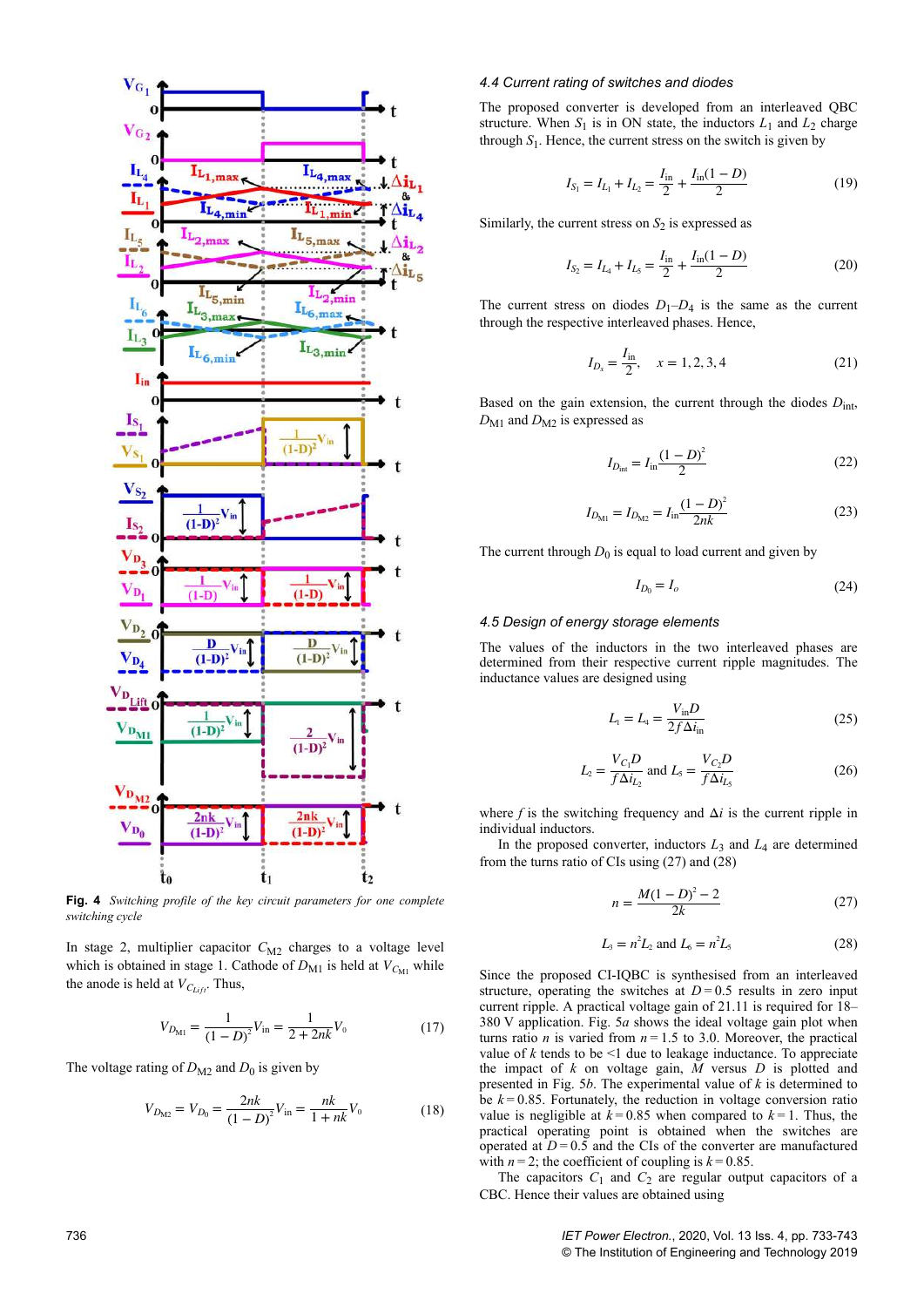Fig. 4 *Switching profile of the key circuit parameters for one complete switching cycle*

In stage 2, multiplier capacitor $C_{M2}$ charges to a voltage level which is obtained in stage 1. Cathode of $D_{M1}$ is held at $V_{C_{M1}}$ while the anode is held at $V_{C_{Lift}}$. Thus,

$$V_{D_{M1}} = \frac{1}{(1-D)^2}V_{in} = \frac{1}{2+2nk}V_0 \tag{17}$$

The voltage rating of $D_{M2}$ and $D_0$ is given by

$$V_{D_{M2}} = V_{D_0} = \frac{2nk}{(1-D)^2}V_{in} = \frac{nk}{1+nk}V_0 \tag{18}$$

### 4.4 Current rating of switches and diodes

The proposed converter is developed from an interleaved QBC structure. When $S_1$ is in ON state, the inductors $L_1$ and $L_2$ charge through $S_1$. Hence, the current stress on the switch is given by

$$I_{S_1} = I_{L_1} + I_{L_2} = \frac{I_{in}}{2} + \frac{I_{in}(1-D)}{2} \tag{19}$$

Similarly, the current stress on $S_2$ is expressed as

$$I_{S_2} = I_{L_4} + I_{L_5} = \frac{I_{in}}{2} + \frac{I_{in}(1-D)}{2} \tag{20}$$

The current stress on diodes $D_1$–$D_4$ is the same as the current through the respective interleaved phases. Hence,

$$I_{D_x} = \frac{I_{in}}{2}, \quad x = 1, 2, 3, 4 \tag{21}$$

Based on the gain extension, the current through the diodes $D_{int}$, $D_{M1}$ and $D_{M2}$ is expressed as

$$I_{D_{int}} = I_{in}\frac{(1-D)^2}{2} \tag{22}$$

$$I_{D_{M1}} = I_{D_{M2}} = I_{in}\frac{(1-D)^2}{2nk} \tag{23}$$

The current through $D_0$ is equal to load current and given by

$$I_{D_0} = I_o \tag{24}$$

### 4.5 Design of energy storage elements

The values of the inductors in the two interleaved phases are determined from their respective current ripple magnitudes. The inductance values are designed using

$$L_1 = L_4 = \frac{V_{in}D}{2f\Delta i_{in}} \tag{25}$$

$$L_2 = \frac{V_{C_1}D}{f\Delta i_{L_2}} \text{ and } L_5 = \frac{V_{C_2}D}{f\Delta i_{L_5}} \tag{26}$$

where $f$ is the switching frequency and $\Delta i$ is the current ripple in individual inductors.

In the proposed converter, inductors $L_3$ and $L_4$ are determined from the turns ratio of CIs using (27) and (28)

$$n = \frac{M(1-D)^2 - 2}{2k} \tag{27}$$

$$L_3 = n^2L_2 \text{ and } L_6 = n^2L_5 \tag{28}$$

Since the proposed CI-IQBC is synthesised from an interleaved structure, operating the switches at $D = 0.5$ results in zero input current ripple. A practical voltage gain of 21.11 is required for 18–380 V application. Fig. 5*a* shows the ideal voltage gain plot when turns ratio $n$ is varied from $n = 1.5$ to 3.0. Moreover, the practical value of $k$ tends to be <1 due to leakage inductance. To appreciate the impact of $k$ on voltage gain, $M$ versus $D$ is plotted and presented in Fig. 5*b*. The experimental value of $k$ is determined to be $k = 0.85$. Fortunately, the reduction in voltage conversion ratio value is negligible at $k = 0.85$ when compared to $k = 1$. Thus, the practical operating point is obtained when the switches are operated at $D = 0.5$ and the CIs of the converter are manufactured with $n = 2$; the coefficient of coupling is $k = 0.85$.

The capacitors $C_1$ and $C_2$ are regular output capacitors of a CBC. Hence their values are obtained using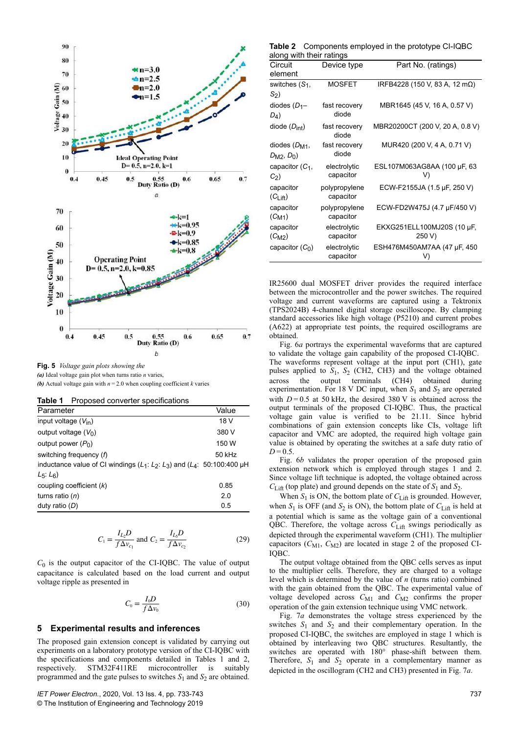Fig. 5 *Voltage gain plots showing the*
***(a)*** *Ideal voltage gain plot when turns ratio n varies,*
***(b)*** *Actual voltage gain with n = 2.0 when coupling coefficient k varies*

**Table 1** Proposed converter specifications

| Parameter | Value |
|---|---|
| input voltage ($V_{in}$) | 18 V |
| output voltage ($V_0$) | 380 V |
| output power ($P_0$) | 150 W |
| switching frequency ($f$) | 50 kHz |
| inductance value of CI windings ($L_1$: $L_2$: $L_3$) and ($L_4$: $L_5$: $L_6$) | 50:100:400 μH |
| coupling coefficient ($k$) | 0.85 |
| turns ratio ($n$) | 2.0 |
| duty ratio ($D$) | 0.5 |

$$C_1 = \frac{I_{L_2}D}{f\Delta v_{c_1}} \text{ and } C_2 = \frac{I_{L_5}D}{f\Delta v_{c_2}} \tag{29}$$

$C_0$ is the output capacitor of the CI-IQBC. The value of output capacitance is calculated based on the load current and output voltage ripple as presented in

$$C_0 = \frac{I_0 D}{f\Delta v_0} \tag{30}$$

## 5 Experimental results and inferences

The proposed gain extension concept is validated by carrying out experiments on a laboratory prototype version of the CI-IQBC with the specifications and components detailed in Tables 1 and 2, respectively. STM32F411RE microcontroller is suitably programmed and the gate pulses to switches $S_1$ and $S_2$ are obtained.

**Table 2** Components employed in the prototype CI-IQBC along with their ratings

| Circuit element | Device type | Part No. (ratings) |
|---|---|---|
| switches ($S_1$, $S_2$) | MOSFET | IRFB4228 (150 V, 83 A, 12 mΩ) |
| diodes ($D_1$–$D_4$) | fast recovery diode | MBR1645 (45 V, 16 A, 0.57 V) |
| diode ($D_{int}$) | fast recovery diode | MBR20200CT (200 V, 20 A, 0.8 V) |
| diodes ($D_{M1}$, $D_{M2}$, $D_0$) | fast recovery diode | MUR420 (200 V, 4 A, 0.71 V) |
| capacitor ($C_1$, $C_2$) | electrolytic capacitor | ESL107M063AG8AA (100 μF, 63 V) |
| capacitor ($C_{Lift}$) | polypropylene capacitor | ECW-F2155JA (1.5 μF, 250 V) |
| capacitor ($C_{M1}$) | polypropylene capacitor | ECW-FD2W475J (4.7 μF/450 V) |
| capacitor ($C_{M2}$) | electrolytic capacitor | EKXG251ELL100MJ20S (10 μF, 250 V) |
| capacitor ($C_0$) | electrolytic capacitor | ESH476M450AM7AA (47 μF, 450 V) |

IR25600 dual MOSFET driver provides the required interface between the microcontroller and the power switches. The required voltage and current waveforms are captured using a Tektronix (TPS2024B) 4-channel digital storage oscilloscope. By clamping standard accessories like high voltage (P5210) and current probes (A622) at appropriate test points, the required oscillograms are obtained.

Fig. 6*a* portrays the experimental waveforms that are captured to validate the voltage gain capability of the proposed CI-IQBC. The waveforms represent voltage at the input port (CH1), gate pulses applied to $S_1$, $S_2$ (CH2, CH3) and the voltage obtained across the output terminals (CH4) obtained during experimentation. For 18 V DC input, when $S_1$ and $S_2$ are operated with $D = 0.5$ at 50 kHz, the desired 380 V is obtained across the output terminals of the proposed CI-IQBC. Thus, the practical voltage gain value is verified to be 21.11. Since hybrid combinations of gain extension concepts like CIs, voltage lift capacitor and VMC are adopted, the required high voltage gain value is obtained by operating the switches at a safe duty ratio of $D = 0.5$.

Fig. 6*b* validates the proper operation of the proposed gain extension network which is employed through stages 1 and 2. Since voltage lift technique is adopted, the voltage obtained across $C_{Lift}$ (top plate) and ground depends on the state of $S_1$ and $S_2$.

When $S_1$ is ON, the bottom plate of $C_{Lift}$ is grounded. However, when $S_1$ is OFF (and $S_2$ is ON), the bottom plate of $C_{Lift}$ is held at a potential which is same as the voltage gain of a conventional QBC. Therefore, the voltage across $C_{Lift}$ swings periodically as depicted through the experimental waveform (CH1). The multiplier capacitors ($C_{M1}$, $C_{M2}$) are located in stage 2 of the proposed CI-IQBC.

The output voltage obtained from the QBC cells serves as input to the multiplier cells. Therefore, they are charged to a voltage level which is determined by the value of $n$ (turns ratio) combined with the gain obtained from the QBC. The experimental value of voltage developed across $C_{M1}$ and $C_{M2}$ confirms the proper operation of the gain extension technique using VMC network.

Fig. 7*a* demonstrates the voltage stress experienced by the switches $S_1$ and $S_2$ and their complementary operation. In the proposed CI-IQBC, the switches are employed in stage 1 which is obtained by interleaving two QBC structures. Resultantly, the switches are operated with 180° phase-shift between them. Therefore, $S_1$ and $S_2$ operate in a complementary manner as depicted in the oscillogram (CH2 and CH3) presented in Fig. 7*a*.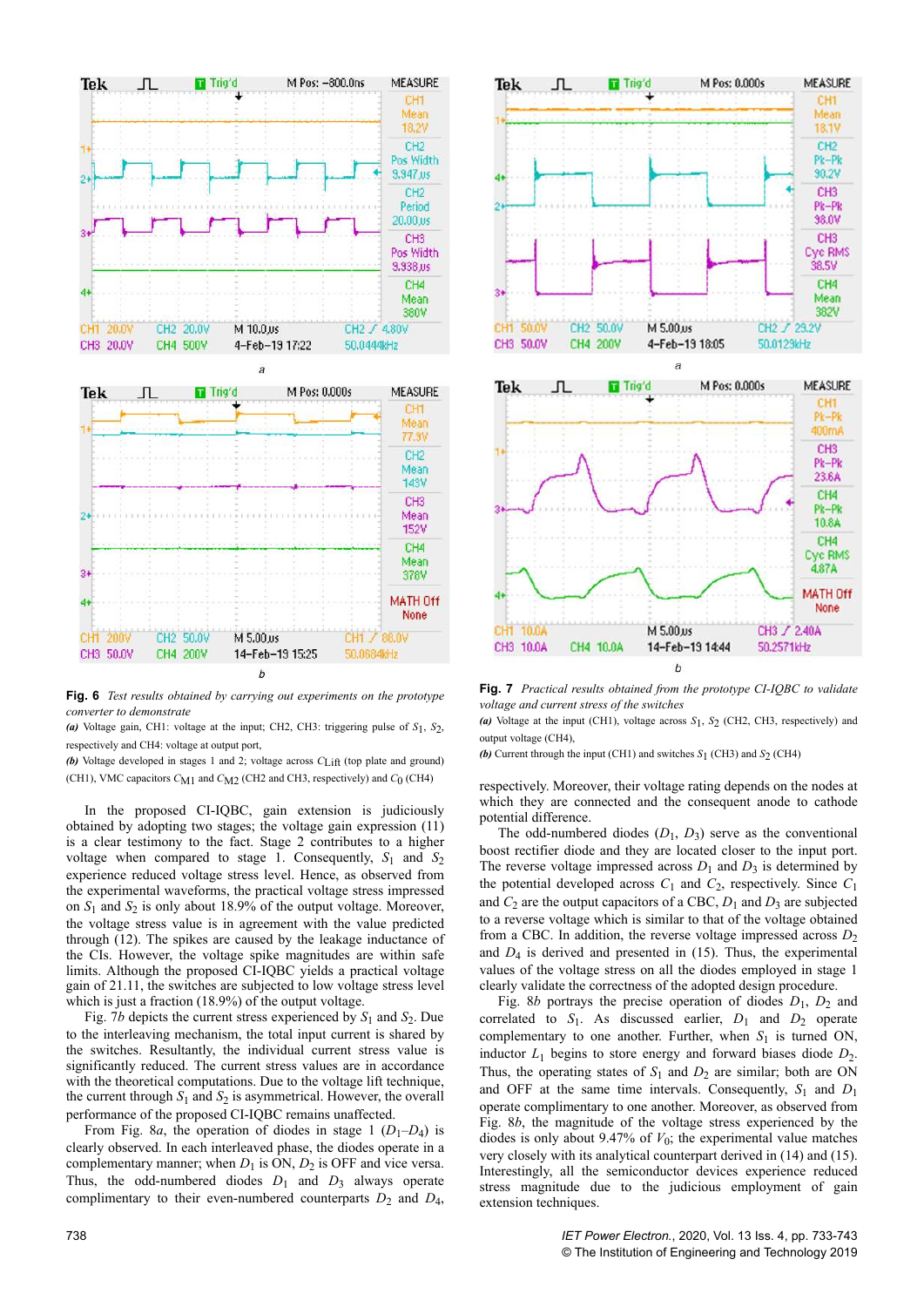**Fig. 6** *Test results obtained by carrying out experiments on the prototype converter to demonstrate*

*(a)* Voltage gain, CH1: voltage at the input; CH2, CH3: triggering pulse of $S_1$, $S_2$, respectively and CH4: voltage at output port,

*(b)* Voltage developed in stages 1 and 2; voltage across $C_{Lift}$ (top plate and ground) (CH1), VMC capacitors $C_{M1}$ and $C_{M2}$ (CH2 and CH3, respectively) and $C_0$ (CH4)

In the proposed CI-IQBC, gain extension is judiciously obtained by adopting two stages; the voltage gain expression (11) is a clear testimony to the fact. Stage 2 contributes to a higher voltage when compared to stage 1. Consequently, $S_1$ and $S_2$ experience reduced voltage stress level. Hence, as observed from the experimental waveforms, the practical voltage stress impressed on $S_1$ and $S_2$ is only about 18.9% of the output voltage. Moreover, the voltage stress value is in agreement with the value predicted through (12). The spikes are caused by the leakage inductance of the CIs. However, the voltage spike magnitudes are within safe limits. Although the proposed CI-IQBC yields a practical voltage gain of 21.11, the switches are subjected to low voltage stress level which is just a fraction (18.9%) of the output voltage.

Fig. 7*b* depicts the current stress experienced by $S_1$ and $S_2$. Due to the interleaving mechanism, the total input current is shared by the switches. Resultantly, the individual current stress value is significantly reduced. The current stress values are in accordance with the theoretical computations. Due to the voltage lift technique, the current through $S_1$ and $S_2$ is asymmetrical. However, the overall performance of the proposed CI-IQBC remains unaffected.

From Fig. 8*a*, the operation of diodes in stage 1 ($D_1$–$D_4$) is clearly observed. In each interleaved phase, the diodes operate in a complementary manner; when $D_1$ is ON, $D_2$ is OFF and vice versa. Thus, the odd-numbered diodes $D_1$ and $D_3$ always operate complimentary to their even-numbered counterparts $D_2$ and $D_4$, respectively. Moreover, their voltage rating depends on the nodes at which they are connected and the consequent anode to cathode potential difference.

**Fig. 7** *Practical results obtained from the prototype CI-IQBC to validate voltage and current stress of the switches*

*(a)* Voltage at the input (CH1), voltage across $S_1$, $S_2$ (CH2, CH3, respectively) and output voltage (CH4),

*(b)* Current through the input (CH1) and switches $S_1$ (CH3) and $S_2$ (CH4)

The odd-numbered diodes ($D_1$, $D_3$) serve as the conventional boost rectifier diode and they are located closer to the input port. The reverse voltage impressed across $D_1$ and $D_3$ is determined by the potential developed across $C_1$ and $C_2$, respectively. Since $C_1$ and $C_2$ are the output capacitors of a CBC, $D_1$ and $D_3$ are subjected to a reverse voltage which is similar to that of the voltage obtained from a CBC. In addition, the reverse voltage impressed across $D_2$ and $D_4$ is derived and presented in (15). Thus, the experimental values of the voltage stress on all the diodes employed in stage 1 clearly validate the correctness of the adopted design procedure.

Fig. 8*b* portrays the precise operation of diodes $D_1$, $D_2$ and correlated to $S_1$. As discussed earlier, $D_1$ and $D_2$ operate complementary to one another. Further, when $S_1$ is turned ON, inductor $L_1$ begins to store energy and forward biases diode $D_2$. Thus, the operating states of $S_1$ and $D_2$ are similar; both are ON and OFF at the same time intervals. Consequently, $S_1$ and $D_1$ operate complementary to one another. Moreover, as observed from Fig. 8*b*, the magnitude of the voltage stress experienced by the diodes is only about 9.47% of $V_0$; the experimental value matches very closely with its analytical counterpart derived in (14) and (15). Interestingly, all the semiconductor devices experience reduced stress magnitude due to the judicious employment of gain extension techniques.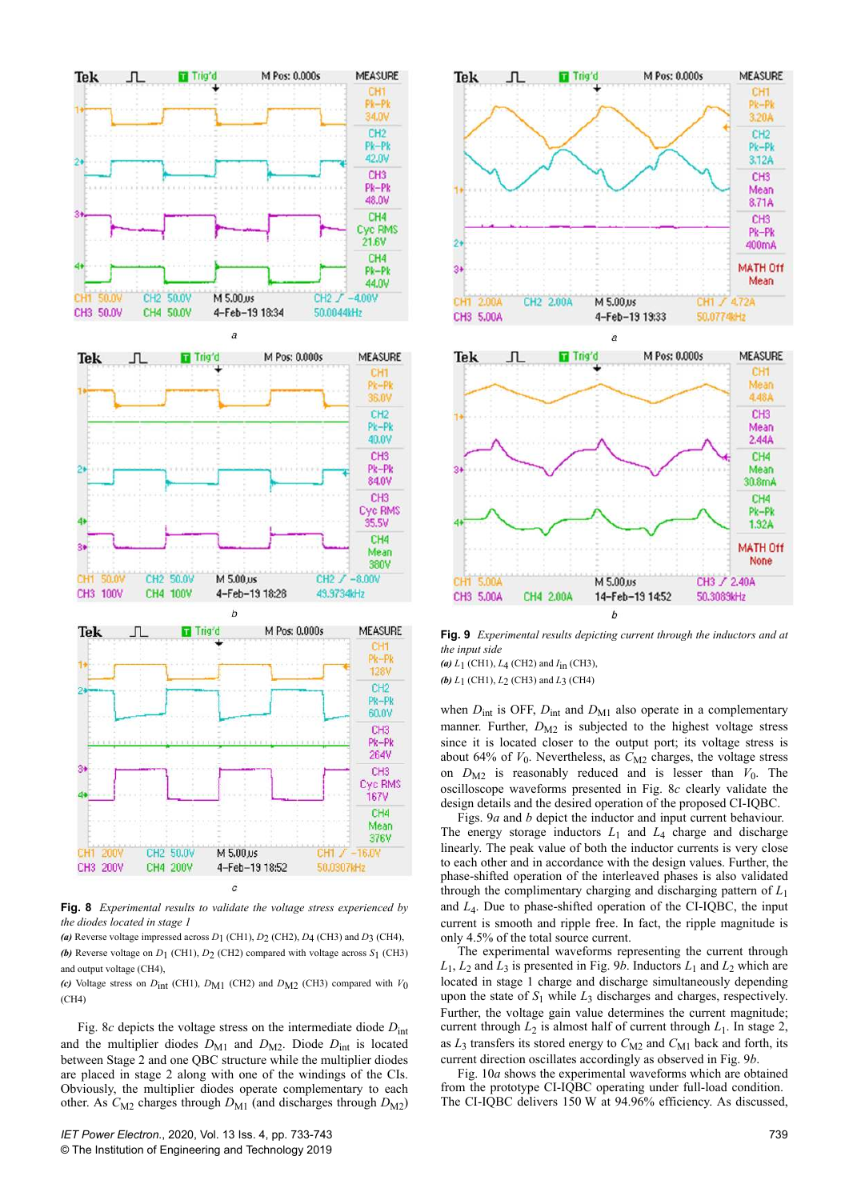**Fig. 8** *Experimental results to validate the voltage stress experienced by the diodes located in stage 1*
*(a)* Reverse voltage impressed across $D_1$ (CH1), $D_2$ (CH2), $D_4$ (CH3) and $D_3$ (CH4),
*(b)* Reverse voltage on $D_1$ (CH1), $D_2$ (CH2) compared with voltage across $S_1$ (CH3) and output voltage (CH4),
*(c)* Voltage stress on $D_{\text{int}}$ (CH1), $D_{\text{M1}}$ (CH2) and $D_{\text{M2}}$ (CH3) compared with $V_0$ (CH4)

Fig. 8*c* depicts the voltage stress on the intermediate diode $D_{\text{int}}$ and the multiplier diodes $D_{\text{M1}}$ and $D_{\text{M2}}$. Diode $D_{\text{int}}$ is located between Stage 2 and one QBC structure while the multiplier diodes are placed in stage 2 along with one of the windings of the CIs. Obviously, the multiplier diodes operate complementary to each other. As $C_{\text{M2}}$ charges through $D_{\text{M1}}$ (and discharges through $D_{\text{M2}}$) when $D_{\text{int}}$ is OFF, $D_{\text{int}}$ and $D_{\text{M1}}$ also operate in a complementary manner. Further, $D_{\text{M2}}$ is subjected to the highest voltage stress since it is located closer to the output port; its voltage stress is about 64% of $V_0$. Nevertheless, as $C_{\text{M2}}$ charges, the voltage stress on $D_{\text{M2}}$ is reasonably reduced and is lesser than $V_0$. The oscilloscope waveforms presented in Fig. 8*c* clearly validate the design details and the desired operation of the proposed CI-IQBC.

Figs. 9*a* and *b* depict the inductor and input current behaviour. The energy storage inductors $L_1$ and $L_4$ charge and discharge linearly. The peak value of both the inductor currents is very close to each other and in accordance with the design values. Further, the phase-shifted operation of the interleaved phases is also validated through the complimentary charging and discharging pattern of $L_1$ and $L_4$. Due to phase-shifted operation of the CI-IQBC, the input current is smooth and ripple free. In fact, the ripple magnitude is only 4.5% of the total source current.

The experimental waveforms representing the current through $L_1$, $L_2$ and $L_3$ is presented in Fig. 9*b*. Inductors $L_1$ and $L_2$ which are located in stage 1 charge and discharge simultaneously depending upon the state of $S_1$ while $L_3$ discharges and charges, respectively. Further, the voltage gain value determines the current magnitude; current through $L_2$ is almost half of current through $L_1$. In stage 2, as $L_3$ transfers its stored energy to $C_{\text{M2}}$ and $C_{\text{M1}}$ back and forth, its current direction oscillates accordingly as observed in Fig. 9*b*.

**Fig. 9** *Experimental results depicting current through the inductors and at the input side*
*(a)* $L_1$ (CH1), $L_4$ (CH2) and $I_{\text{in}}$ (CH3),
*(b)* $L_1$ (CH1), $L_2$ (CH3) and $L_3$ (CH4)

Fig. 10*a* shows the experimental waveforms which are obtained from the prototype CI-IQBC operating under full-load condition. The CI-IQBC delivers 150 W at 94.96% efficiency. As discussed,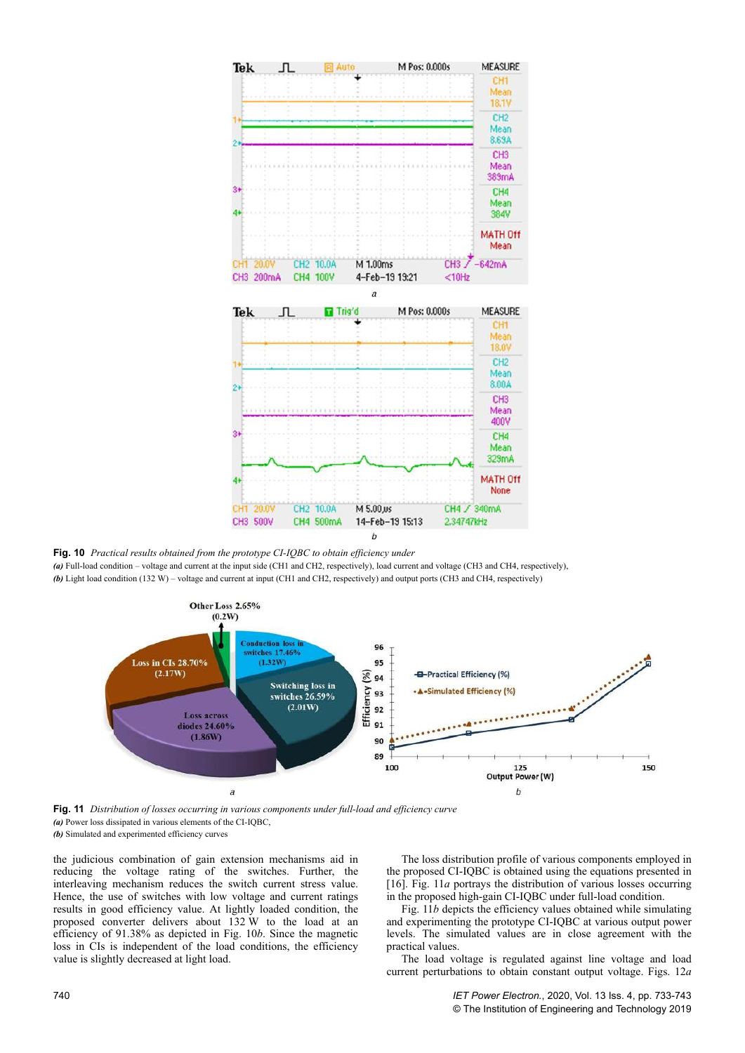Fig. 10 *Practical results obtained from the prototype CI-IQBC to obtain efficiency under*
***(a)*** Full-load condition – voltage and current at the input side (CH1 and CH2, respectively), load current and voltage (CH3 and CH4, respectively),
***(b)*** Light load condition (132 W) – voltage and current at input (CH1 and CH2, respectively) and output ports (CH3 and CH4, respectively)

Fig. 11 *Distribution of losses occurring in various components under full-load and efficiency curve*
***(a)*** Power loss dissipated in various elements of the CI-IQBC,
***(b)*** Simulated and experimented efficiency curves

the judicious combination of gain extension mechanisms aid in reducing the voltage rating of the switches. Further, the interleaving mechanism reduces the switch current stress value. Hence, the use of switches with low voltage and current ratings results in good efficiency value. At lightly loaded condition, the proposed converter delivers about 132 W to the load at an efficiency of 91.38% as depicted in Fig. 10*b*. Since the magnetic loss in CIs is independent of the load conditions, the efficiency value is slightly decreased at light load.

The loss distribution profile of various components employed in the proposed CI-IQBC is obtained using the equations presented in [16]. Fig. 11*a* portrays the distribution of various losses occurring in the proposed high-gain CI-IQBC under full-load condition.

Fig. 11*b* depicts the efficiency values obtained while simulating and experimenting the prototype CI-IQBC at various output power levels. The simulated values are in close agreement with the practical values.

The load voltage is regulated against line voltage and load current perturbations to obtain constant output voltage. Figs. 12*a*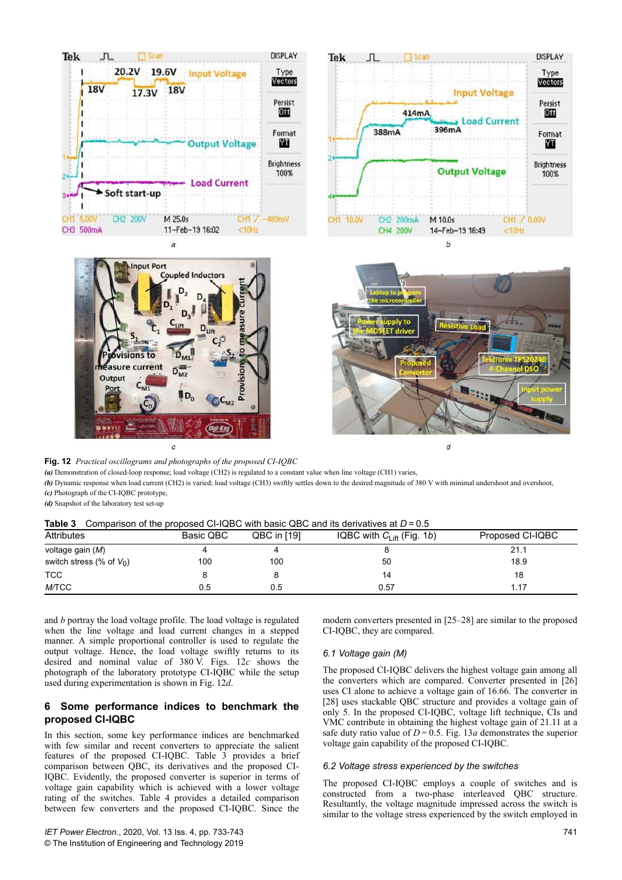**Fig. 12** *Practical oscillograms and photographs of the proposed CI-IQBC*

***(a)*** Demonstration of closed-loop response; load voltage (CH2) is regulated to a constant value when line voltage (CH1) varies,
***(b)*** Dynamic response when load current (CH2) is varied; load voltage (CH3) swiftly settles down to the desired magnitude of 380 V with minimal undershoot and overshoot,
***(c)*** Photograph of the CI-IQBC prototype,
***(d)*** Snapshot of the laboratory test set-up

**Table 3** Comparison of the proposed CI-IQBC with basic QBC and its derivatives at $D = 0.5$

| Attributes | Basic QBC | QBC in [19] | IQBC with $C_{\text{Lift}}$ (Fig. 1*b*) | Proposed CI-IQBC |
|---|---|---|---|---|
| voltage gain (*M*) | 4 | 4 | 8 | 21.1 |
| switch stress (% of $V_0$) | 100 | 100 | 50 | 18.9 |
| TCC | 8 | 8 | 14 | 18 |
| *M*/TCC | 0.5 | 0.5 | 0.57 | 1.17 |

and *b* portray the load voltage profile. The load voltage is regulated when the line voltage and load current changes in a stepped manner. A simple proportional controller is used to regulate the output voltage. Hence, the load voltage swiftly returns to its desired and nominal value of 380 V. Figs. 12*c* shows the photograph of the laboratory prototype CI-IQBC while the setup used during experimentation is shown in Fig. 12*d*.

## 6 Some performance indices to benchmark the proposed CI-IQBC

In this section, some key performance indices are benchmarked with few similar and recent converters to appreciate the salient features of the proposed CI-IQBC. Table 3 provides a brief comparison between QBC, its derivatives and the proposed CI-IQBC. Evidently, the proposed converter is superior in terms of voltage gain capability which is achieved with a lower voltage rating of the switches. Table 4 provides a detailed comparison between few converters and the proposed CI-IQBC. Since the modern converters presented in [25–28] are similar to the proposed CI-IQBC, they are compared.

### 6.1 Voltage gain (M)

The proposed CI-IQBC delivers the highest voltage gain among all the converters which are compared. Converter presented in [26] uses CI alone to achieve a voltage gain of 16.66. The converter in [28] uses stackable QBC structure and provides a voltage gain of only 5. In the proposed CI-IQBC, voltage lift technique, CIs and VMC contribute in obtaining the highest voltage gain of 21.11 at a safe duty ratio value of $D = 0.5$. Fig. 13*a* demonstrates the superior voltage gain capability of the proposed CI-IQBC.

### 6.2 Voltage stress experienced by the switches

The proposed CI-IQBC employs a couple of switches and is constructed from a two-phase interleaved QBC structure. Resultantly, the voltage magnitude impressed across the switch is similar to the voltage stress experienced by the switch employed in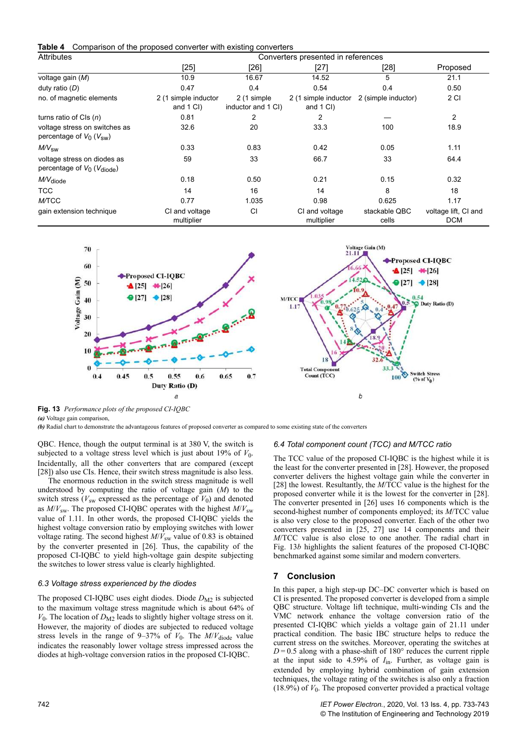**Table 4** Comparison of the proposed converter with existing converters

| Attributes | Converters presented in references | | | | |
|---|---|---|---|---|---|
| | [25] | [26] | [27] | [28] | Proposed |
| voltage gain ($M$) | 10.9 | 16.67 | 14.52 | 5 | 21.1 |
| duty ratio ($D$) | 0.47 | 0.4 | 0.54 | 0.4 | 0.50 |
| no. of magnetic elements | 2 (1 simple inductor and 1 CI) | 2 (1 simple inductor and 1 CI) | 2 (1 simple inductor and 1 CI) | 2 (simple inductor) | 2 CI |
| turns ratio of CIs ($n$) | 0.81 | 2 | 2 | — | 2 |
| voltage stress on switches as percentage of $V_0$ ($V_{sw}$) | 32.6 | 20 | 33.3 | 100 | 18.9 |
| $M/V_{sw}$ | 0.33 | 0.83 | 0.42 | 0.05 | 1.11 |
| voltage stress on diodes as percentage of $V_0$ ($V_{diode}$) | 59 | 33 | 66.7 | 33 | 64.4 |
| $M/V_{diode}$ | 0.18 | 0.50 | 0.21 | 0.15 | 0.32 |
| TCC | 14 | 16 | 14 | 8 | 18 |
| $M$/TCC | 0.77 | 1.035 | 0.98 | 0.625 | 1.17 |
| gain extension technique | CI and voltage multiplier | CI | CI and voltage multiplier | stackable QBC cells | voltage lift, CI and DCM |

**Fig. 13** *Performance plots of the proposed CI-IQBC*
*(a)* Voltage gain comparison,
*(b)* Radial chart to demonstrate the advantageous features of proposed converter as compared to some existing state of the converters

QBC. Hence, though the output terminal is at 380 V, the switch is subjected to a voltage stress level which is just about 19% of $V_0$. Incidentally, all the other converters that are compared (except [28]) also use CIs. Hence, their switch stress magnitude is also less.

The enormous reduction in the switch stress magnitude is well understood by computing the ratio of voltage gain ($M$) to the switch stress ($V_{sw}$ expressed as the percentage of $V_0$) and denoted as $M/V_{sw}$. The proposed CI-IQBC operates with the highest $M/V_{sw}$ value of 1.11. In other words, the proposed CI-IQBC yields the highest voltage conversion ratio by employing switches with lower voltage rating. The second highest $M/V_{sw}$ value of 0.83 is obtained by the converter presented in [26]. Thus, the capability of the proposed CI-IQBC to yield high-voltage gain despite subjecting the switches to lower stress value is clearly highlighted.

### 6.3 Voltage stress experienced by the diodes

The proposed CI-IQBC uses eight diodes. Diode $D_{M2}$ is subjected to the maximum voltage stress magnitude which is about 64% of $V_0$. The location of $D_{M2}$ leads to slightly higher voltage stress on it. However, the majority of diodes are subjected to reduced voltage stress levels in the range of 9–37% of $V_0$. The $M/V_{diode}$ value indicates the reasonably lower voltage stress impressed across the diodes at high-voltage conversion ratios in the proposed CI-IQBC.

### 6.4 Total component count (TCC) and M/TCC ratio

The TCC value of the proposed CI-IQBC is the highest while it is the least for the converter presented in [28]. However, the proposed converter delivers the highest voltage gain while the converter in [28] the lowest. Resultantly, the $M$/TCC value is the highest for the proposed converter while it is the lowest for the converter in [28]. The converter presented in [26] uses 16 components which is the second-highest number of components employed; its $M$/TCC value is also very close to the proposed converter. Each of the other two converters presented in [25, 27] use 14 components and their $M$/TCC value is also close to one another. The radial chart in Fig. 13*b* highlights the salient features of the proposed CI-IQBC benchmarked against some similar and modern converters.

## 7 Conclusion

In this paper, a high step-up DC–DC converter which is based on CI is presented. The proposed converter is developed from a simple QBC structure. Voltage lift technique, multi-winding CIs and the VMC network enhance the voltage conversion ratio of the presented CI-IQBC which yields a voltage gain of 21.11 under practical condition. The basic IBC structure helps to reduce the current stress on the switches. Moreover, operating the switches at $D = 0.5$ along with a phase-shift of 180° reduces the current ripple at the input side to 4.59% of $I_{in}$. Further, as voltage gain is extended by employing hybrid combination of gain extension techniques, the voltage rating of the switches is also only a fraction (18.9%) of $V_0$. The proposed converter provided a practical voltage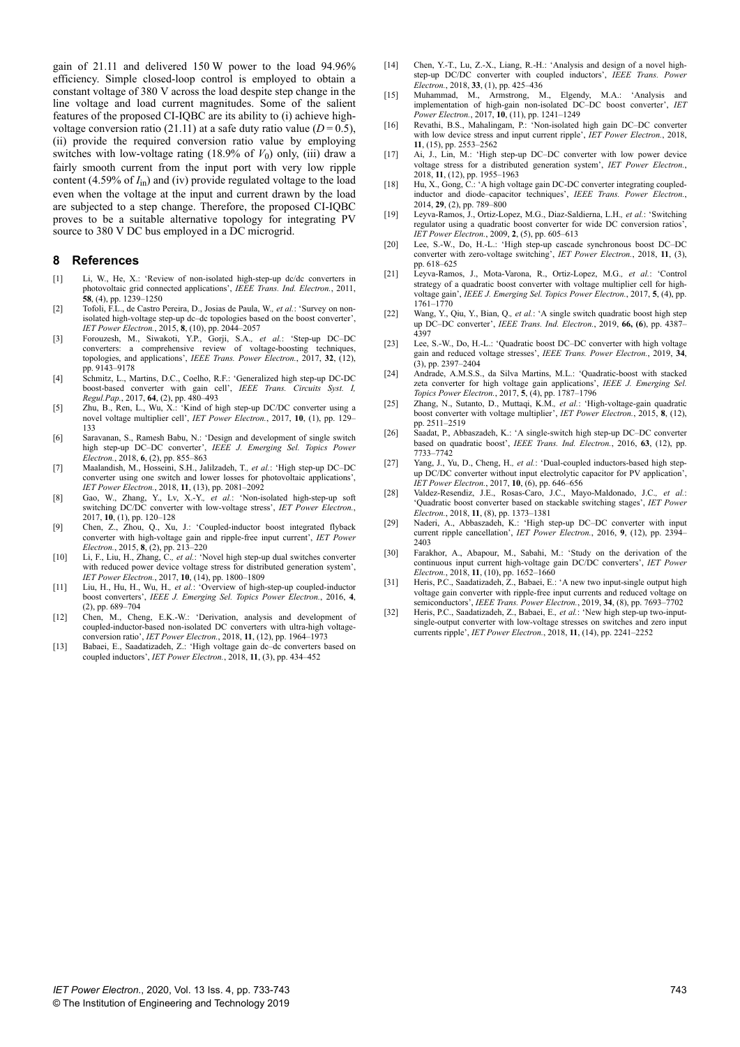gain of 21.11 and delivered 150 W power to the load 94.96% efficiency. Simple closed-loop control is employed to obtain a constant voltage of 380 V across the load despite step change in the line voltage and load current magnitudes. Some of the salient features of the proposed CI-IQBC are its ability to (i) achieve high-voltage conversion ratio (21.11) at a safe duty ratio value ($D = 0.5$), (ii) provide the required conversion ratio value by employing switches with low-voltage rating (18.9% of $V_0$) only, (iii) draw a fairly smooth current from the input port with very low ripple content (4.59% of $I_{in}$) and (iv) provide regulated voltage to the load even when the voltage at the input and current drawn by the load are subjected to a step change. Therefore, the proposed CI-IQBC proves to be a suitable alternative topology for integrating PV source to 380 V DC bus employed in a DC microgrid.

## 8 References

[1] Li, W., He, X.: 'Review of non-isolated high-step-up dc/dc converters in photovoltaic grid connected applications', *IEEE Trans. Ind. Electron.*, 2011, **58**, (4), pp. 1239–1250

[2] Tofoli, F.L., de Castro Pereira, D., Josias de Paula, W., *et al.*: 'Survey on non-isolated high-voltage step-up dc–dc topologies based on the boost converter', *IET Power Electron.*, 2015, **8**, (10), pp. 2044–2057

[3] Forouzesh, M., Siwakoti, Y.P., Gorji, S.A., *et al.*: 'Step-up DC–DC converters: a comprehensive review of voltage-boosting techniques, topologies, and applications', *IEEE Trans. Power Electron.*, 2017, **32**, (12), pp. 9143–9178

[4] Schmitz, L., Martins, D.C., Coelho, R.F.: 'Generalized high step-up DC-DC boost-based converter with gain cell', *IEEE Trans. Circuits Syst. I, Regul.Pap.*, 2017, **64**, (2), pp. 480–493

[5] Zhu, B., Ren, L., Wu, X.: 'Kind of high step-up DC/DC converter using a novel voltage multiplier cell', *IET Power Electron.*, 2017, **10**, (1), pp. 129–133

[6] Saravanan, S., Ramesh Babu, N.: 'Design and development of single switch high step-up DC–DC converter', *IEEE J. Emerging Sel. Topics Power Electron.*, 2018, **6**, (2), pp. 855–863

[7] Maalandish, M., Hosseini, S.H., Jalilzadeh, T., *et al.*: 'High step-up DC–DC converter using one switch and lower losses for photovoltaic applications', *IET Power Electron.*, 2018, **11**, (13), pp. 2081–2092

[8] Gao, W., Zhang, Y., Lv, X.-Y., *et al.*: 'Non-isolated high-step-up soft switching DC/DC converter with low-voltage stress', *IET Power Electron.*, 2017, **10**, (1), pp. 120–128

[9] Chen, Z., Zhou, Q., Xu, J.: 'Coupled-inductor boost integrated flyback converter with high-voltage gain and ripple-free input current', *IET Power Electron.*, 2015, **8**, (2), pp. 213–220

[10] Li, F., Liu, H., Zhang, C., *et al.*: 'Novel high step-up dual switches converter with reduced power device voltage stress for distributed generation system', *IET Power Electron.*, 2017, **10**, (14), pp. 1800–1809

[11] Liu, H., Hu, H., Wu, H., *et al.*: 'Overview of high-step-up coupled-inductor boost converters', *IEEE J. Emerging Sel. Topics Power Electron.*, 2016, **4**, (2), pp. 689–704

[12] Chen, M., Cheng, E.K.-W.: 'Derivation, analysis and development of coupled-inductor-based non-isolated DC converters with ultra-high voltage-conversion ratio', *IET Power Electron.*, 2018, **11**, (12), pp. 1964–1973

[13] Babaei, E., Saadatizadeh, Z.: 'High voltage gain dc–dc converters based on coupled inductors', *IET Power Electron.*, 2018, **11**, (3), pp. 434–452

[14] Chen, Y.-T., Lu, Z.-X., Liang, R.-H.: 'Analysis and design of a novel high-step-up DC/DC converter with coupled inductors', *IEEE Trans. Power Electron.*, 2018, **33**, (1), pp. 425–436

[15] Muhammad, M., Armstrong, M., Elgendy, M.A.: 'Analysis and implementation of high-gain non-isolated DC–DC boost converter', *IET Power Electron.*, 2017, **10**, (11), pp. 1241–1249

[16] Revathi, B.S., Mahalingam, P.: 'Non-isolated high gain DC–DC converter with low device stress and input current ripple', *IET Power Electron.*, 2018, **11**, (15), pp. 2553–2562

[17] Ai, J., Lin, M.: 'High step-up DC–DC converter with low power device voltage stress for a distributed generation system', *IET Power Electron.*, 2018, **11**, (12), pp. 1955–1963

[18] Hu, X., Gong, C.: 'A high voltage gain DC-DC converter integrating coupled-inductor and diode–capacitor techniques', *IEEE Trans. Power Electron.*, 2014, **29**, (2), pp. 789–800

[19] Leyva-Ramos, J., Ortiz-Lopez, M.G., Diaz-Saldierna, L.H., *et al.*: 'Switching regulator using a quadratic boost converter for wide DC conversion ratios', *IET Power Electron.*, 2009, **2**, (5), pp. 605–613

[20] Lee, S.-W., Do, H.-L.: 'High step-up cascade synchronous boost DC–DC converter with zero-voltage switching', *IET Power Electron.*, 2018, **11**, (3), pp. 618–625

[21] Leyva-Ramos, J., Mota-Varona, R., Ortiz-Lopez, M.G., *et al.*: 'Control strategy of a quadratic boost converter with voltage multiplier cell for high-voltage gain', *IEEE J. Emerging Sel. Topics Power Electron.*, 2017, **5**, (4), pp. 1761–1770

[22] Wang, Y., Qiu, Y., Bian, Q., *et al.*: 'A single switch quadratic boost high step up DC–DC converter', *IEEE Trans. Ind. Electron.*, 2019, **66, (6)**, pp. 4387–4397

[23] Lee, S.-W., Do, H.-L.: 'Quadratic boost DC–DC converter with high voltage gain and reduced voltage stresses', *IEEE Trans. Power Electron.*, 2019, **34**, (3), pp. 2397–2404

[24] Andrade, A.M.S.S., da Silva Martins, M.L.: 'Quadratic-boost with stacked zeta converter for high voltage gain applications', *IEEE J. Emerging Sel. Topics Power Electron.*, 2017, **5**, (4), pp. 1787–1796

[25] Zhang, N., Sutanto, D., Muttaqi, K.M., *et al.*: 'High-voltage-gain quadratic boost converter with voltage multiplier', *IET Power Electron.*, 2015, **8**, (12), pp. 2511–2519

[26] Saadat, P., Abbaszadeh, K.: 'A single-switch high step-up DC–DC converter based on quadratic boost', *IEEE Trans. Ind. Electron.*, 2016, **63**, (12), pp. 7733–7742

[27] Yang, J., Yu, D., Cheng, H., *et al.*: 'Dual-coupled inductors-based high step-up DC/DC converter without input electrolytic capacitor for PV application', *IET Power Electron.*, 2017, **10**, (6), pp. 646–656

[28] Valdez-Resendiz, J.E., Rosas-Caro, J.C., Mayo-Maldonado, J.C., *et al.*: 'Quadratic boost converter based on stackable switching stages', *IET Power Electron.*, 2018, **11**, (8), pp. 1373–1381

[29] Naderi, A., Abbaszadeh, K.: 'High step-up DC–DC converter with input current ripple cancellation', *IET Power Electron.*, 2016, **9**, (12), pp. 2394–2403

[30] Farakhor, A., Abapour, M., Sabahi, M.: 'Study on the derivation of the continuous input current high-voltage gain DC/DC converters', *IET Power Electron.*, 2018, **11**, (10), pp. 1652–1660

[31] Heris, P.C., Saadatizadeh, Z., Babaei, E.: 'A new two input-single output high voltage gain converter with ripple-free input currents and reduced voltage on semiconductors', *IEEE Trans. Power Electron.*, 2019, **34**, (8), pp. 7693–7702

[32] Heris, P.C., Saadatizadeh, Z., Babaei, E., *et al.*: 'New high step-up two-input-single-output converter with low-voltage stresses on switches and zero input currents ripple', *IET Power Electron.*, 2018, **11**, (14), pp. 2241–2252